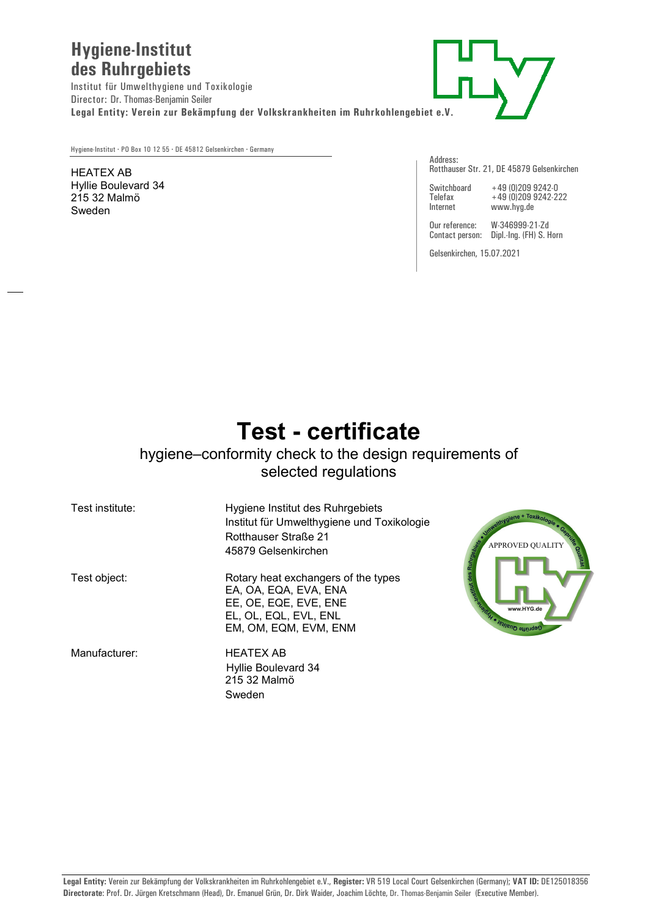**Hygiene-Institut des Ruhrgebiets**

Institut für Umwelthygiene und Toxikologie
Director: Dr. Thomas-Benjamin Seiler
**Legal Entity: Verein zur Bekämpfung der Volkskrankheiten im Ruhrkohlengebiet e.V.**

Hygiene-Institut · PO Box 10 12 55 · DE 45812 Gelsenkirchen · Germany

HEATEX AB
Hyllie Boulevard 34
215 32 Malmö
Sweden

Address:
Rotthauser Str. 21, DE 45879 Gelsenkirchen

Switchboard +49 (0)209 9242-0
Telefax +49 (0)209 9242-222
Internet www.hyg.de

Our reference: W-346999-21-Zd
Contact person: Dipl.-Ing. (FH) S. Horn

Gelsenkirchen, 15.07.2021

# Test - certificate

hygiene–conformity check to the design requirements of selected regulations

| | |
|---|---|
| Test institute: | Hygiene Institut des Ruhrgebiets<br>Institut für Umwelthygiene und Toxikologie<br>Rotthauser Straße 21<br>45879 Gelsenkirchen |
| Test object: | Rotary heat exchangers of the types<br>EA, OA, EQA, EVA, ENA<br>EE, OE, EQE, EVE, ENE<br>EL, OL, EQL, EVL, ENL<br>EM, OM, EQM, EVM, ENM |
| Manufacturer: | HEATEX AB<br>Hyllie Boulevard 34<br>215 32 Malmö<br>Sweden |

**Legal Entity:** Verein zur Bekämpfung der Volkskrankheiten im Ruhrkohlengebiet e.V., **Register:** VR 519 Local Court Gelsenkirchen (Germany); **VAT ID:** DE125018356
**Directorate**: Prof. Dr. Jürgen Kretschmann (Head), Dr. Emanuel Grün, Dr. Dirk Waider, Joachim Löchte, Dr. Thomas-Benjamin Seiler (Executive Member).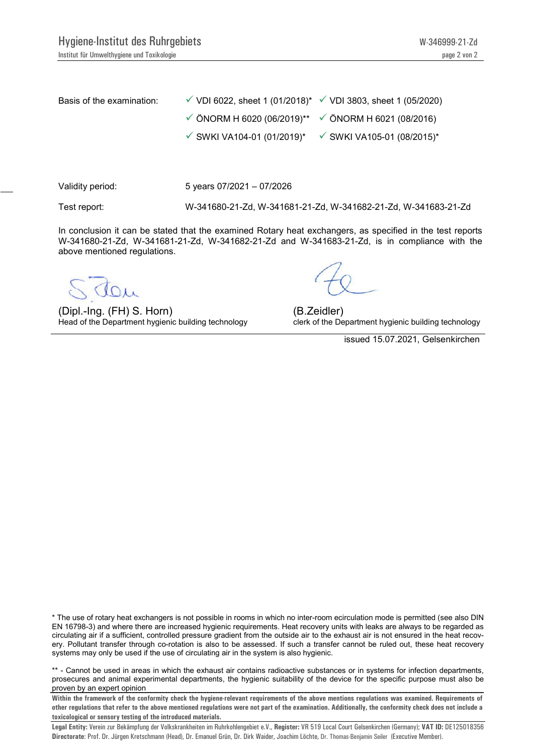Basis of the examination:

| | | |
|---|---|---|
| | ✓ VDI 6022, sheet 1 (01/2018)* | ✓ VDI 3803, sheet 1 (05/2020) |
| | ✓ ÖNORM H 6020 (06/2019)** | ✓ ÖNORM H 6021 (08/2016) |
| | ✓ SWKI VA104-01 (01/2019)* | ✓ SWKI VA105-01 (08/2015)* |

Validity period: 5 years 07/2021 – 07/2026

Test report: W-341680-21-Zd, W-341681-21-Zd, W-341682-21-Zd, W-341683-21-Zd

In conclusion it can be stated that the examined Rotary heat exchangers, as specified in the test reports W-341680-21-Zd, W-341681-21-Zd, W-341682-21-Zd and W-341683-21-Zd, is in compliance with the above mentioned regulations.

(Dipl.-Ing. (FH) S. Horn)
Head of the Department hygienic building technology

(B.Zeidler)
clerk of the Department hygienic building technology

issued 15.07.2021, Gelsenkirchen

* The use of rotary heat exchangers is not possible in rooms in which no inter-room ecirculation mode is permitted (see also DIN EN 16798-3) and where there are increased hygienic requirements. Heat recovery units with leaks are always to be regarded as circulating air if a sufficient, controlled pressure gradient from the outside air to the exhaust air is not ensured in the heat recovery. Pollutant transfer through co-rotation is also to be assessed. If such a transfer cannot be ruled out, these heat recovery systems may only be used if the use of circulating air in the system is also hygienic.

** - Cannot be used in areas in which the exhaust air contains radioactive substances or in systems for infection departments, prosecures and animal experimental departments, the hygienic suitability of the device for the specific purpose must also be proven by an expert opinion

**Within the framework of the conformity check the hygiene-relevant requirements of the above mentions regulations was examined. Requirements of other regulations that refer to the above mentioned regulations were not part of the examination. Additionally, the conformity check does not include a toxicological or sensory testing of the introduced materials.**

**Legal Entity:** Verein zur Bekämpfung der Volkskrankheiten im Ruhrkohlengebiet e.V., **Register:** VR 519 Local Court Gelsenkirchen (Germany); **VAT ID:** DE125018356
**Directorate:** Prof. Dr. Jürgen Kretschmann (Head), Dr. Emanuel Grün, Dr. Dirk Waider, Joachim Löchte, Dr. Thomas-Benjamin Seiler (Executive Member).